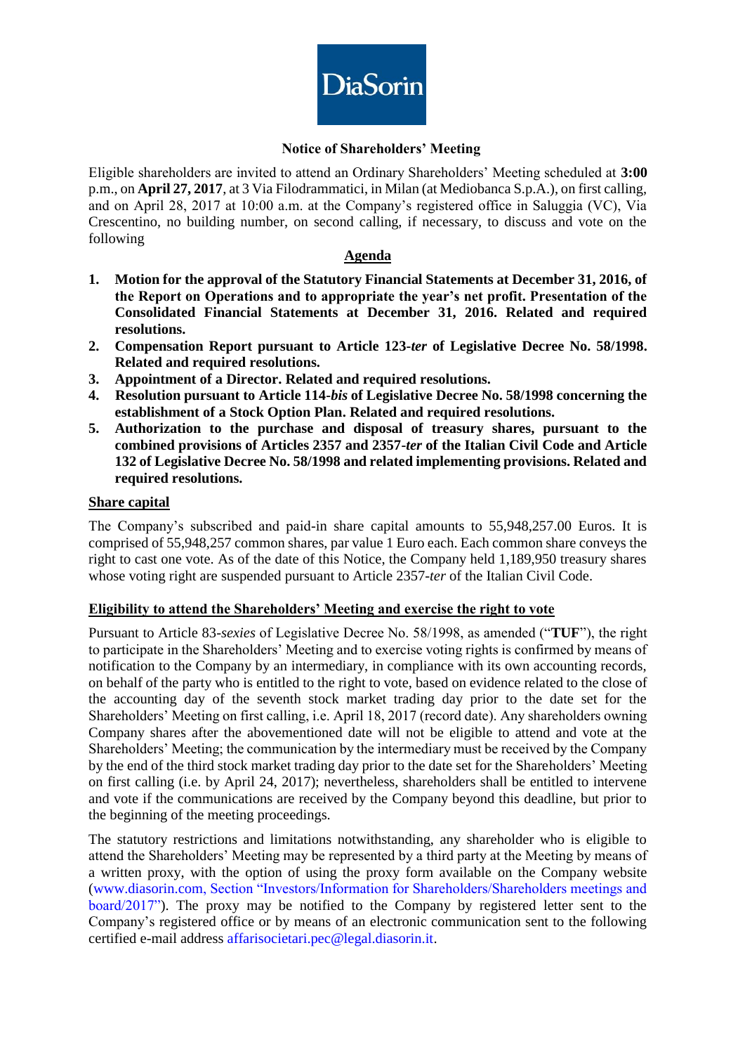DiaSorin

## Notice of Shareholders' Meeting

Eligible shareholders are invited to attend an Ordinary Shareholders' Meeting scheduled at **3:00** p.m., on **April 27, 2017**, at 3 Via Filodrammatici, in Milan (at Mediobanca S.p.A.), on first calling, and on April 28, 2017 at 10:00 a.m. at the Company's registered office in Saluggia (VC), Via Crescentino, no building number, on second calling, if necessary, to discuss and vote on the following

### Agenda

1. **Motion for the approval of the Statutory Financial Statements at December 31, 2016, of the Report on Operations and to appropriate the year's net profit. Presentation of the Consolidated Financial Statements at December 31, 2016. Related and required resolutions.**
2. **Compensation Report pursuant to Article 123-*ter* of Legislative Decree No. 58/1998. Related and required resolutions.**
3. **Appointment of a Director. Related and required resolutions.**
4. **Resolution pursuant to Article 114-*bis* of Legislative Decree No. 58/1998 concerning the establishment of a Stock Option Plan. Related and required resolutions.**
5. **Authorization to the purchase and disposal of treasury shares, pursuant to the combined provisions of Articles 2357 and 2357-*ter* of the Italian Civil Code and Article 132 of Legislative Decree No. 58/1998 and related implementing provisions. Related and required resolutions.**

### Share capital

The Company's subscribed and paid-in share capital amounts to 55,948,257.00 Euros. It is comprised of 55,948,257 common shares, par value 1 Euro each. Each common share conveys the right to cast one vote. As of the date of this Notice, the Company held 1,189,950 treasury shares whose voting right are suspended pursuant to Article 2357-*ter* of the Italian Civil Code.

### Eligibility to attend the Shareholders' Meeting and exercise the right to vote

Pursuant to Article 83-*sexies* of Legislative Decree No. 58/1998, as amended ("**TUF**"), the right to participate in the Shareholders' Meeting and to exercise voting rights is confirmed by means of notification to the Company by an intermediary, in compliance with its own accounting records, on behalf of the party who is entitled to the right to vote, based on evidence related to the close of the accounting day of the seventh stock market trading day prior to the date set for the Shareholders' Meeting on first calling, i.e. April 18, 2017 (record date). Any shareholders owning Company shares after the abovementioned date will not be eligible to attend and vote at the Shareholders' Meeting; the communication by the intermediary must be received by the Company by the end of the third stock market trading day prior to the date set for the Shareholders' Meeting on first calling (i.e. by April 24, 2017); nevertheless, shareholders shall be entitled to intervene and vote if the communications are received by the Company beyond this deadline, but prior to the beginning of the meeting proceedings.

The statutory restrictions and limitations notwithstanding, any shareholder who is eligible to attend the Shareholders' Meeting may be represented by a third party at the Meeting by means of a written proxy, with the option of using the proxy form available on the Company website (www.diasorin.com, Section "Investors/Information for Shareholders/Shareholders meetings and board/2017"). The proxy may be notified to the Company by registered letter sent to the Company's registered office or by means of an electronic communication sent to the following certified e-mail address affarisocietari.pec@legal.diasorin.it.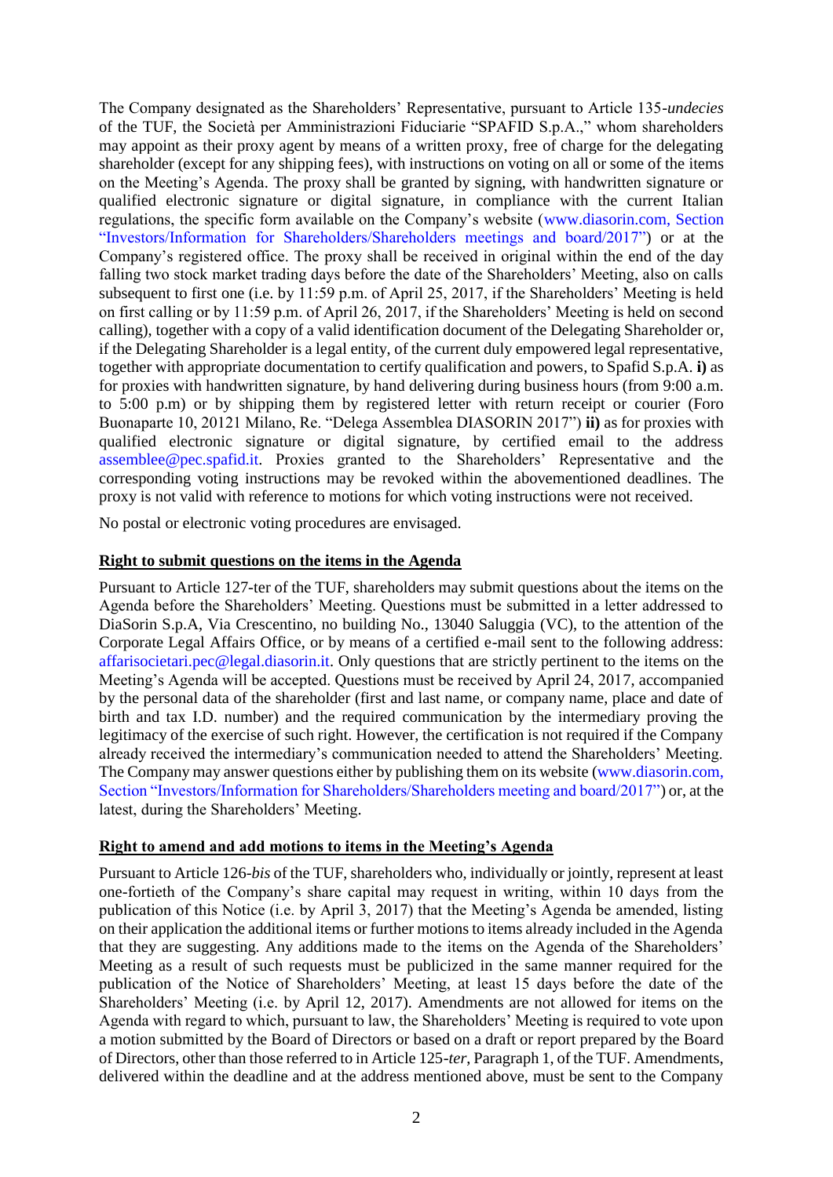The Company designated as the Shareholders' Representative, pursuant to Article 135-*undecies* of the TUF, the Società per Amministrazioni Fiduciarie "SPAFID S.p.A.," whom shareholders may appoint as their proxy agent by means of a written proxy, free of charge for the delegating shareholder (except for any shipping fees), with instructions on voting on all or some of the items on the Meeting's Agenda. The proxy shall be granted by signing, with handwritten signature or qualified electronic signature or digital signature, in compliance with the current Italian regulations, the specific form available on the Company's website (www.diasorin.com, Section "Investors/Information for Shareholders/Shareholders meetings and board/2017") or at the Company's registered office. The proxy shall be received in original within the end of the day falling two stock market trading days before the date of the Shareholders' Meeting, also on calls subsequent to first one (i.e. by 11:59 p.m. of April 25, 2017, if the Shareholders' Meeting is held on first calling or by 11:59 p.m. of April 26, 2017, if the Shareholders' Meeting is held on second calling), together with a copy of a valid identification document of the Delegating Shareholder or, if the Delegating Shareholder is a legal entity, of the current duly empowered legal representative, together with appropriate documentation to certify qualification and powers, to Spafid S.p.A. **i)** as for proxies with handwritten signature, by hand delivering during business hours (from 9:00 a.m. to 5:00 p.m) or by shipping them by registered letter with return receipt or courier (Foro Buonaparte 10, 20121 Milano, Re. "Delega Assemblea DIASORIN 2017") **ii)** as for proxies with qualified electronic signature or digital signature, by certified email to the address assemblee@pec.spafid.it. Proxies granted to the Shareholders' Representative and the corresponding voting instructions may be revoked within the abovementioned deadlines. The proxy is not valid with reference to motions for which voting instructions were not received.

No postal or electronic voting procedures are envisaged.

## Right to submit questions on the items in the Agenda

Pursuant to Article 127-ter of the TUF, shareholders may submit questions about the items on the Agenda before the Shareholders' Meeting. Questions must be submitted in a letter addressed to DiaSorin S.p.A, Via Crescentino, no building No., 13040 Saluggia (VC), to the attention of the Corporate Legal Affairs Office, or by means of a certified e-mail sent to the following address: affarisocietari.pec@legal.diasorin.it. Only questions that are strictly pertinent to the items on the Meeting's Agenda will be accepted. Questions must be received by April 24, 2017, accompanied by the personal data of the shareholder (first and last name, or company name, place and date of birth and tax I.D. number) and the required communication by the intermediary proving the legitimacy of the exercise of such right. However, the certification is not required if the Company already received the intermediary's communication needed to attend the Shareholders' Meeting. The Company may answer questions either by publishing them on its website (www.diasorin.com, Section "Investors/Information for Shareholders/Shareholders meeting and board/2017") or, at the latest, during the Shareholders' Meeting.

## Right to amend and add motions to items in the Meeting's Agenda

Pursuant to Article 126-*bis* of the TUF, shareholders who, individually or jointly, represent at least one-fortieth of the Company's share capital may request in writing, within 10 days from the publication of this Notice (i.e. by April 3, 2017) that the Meeting's Agenda be amended, listing on their application the additional items or further motions to items already included in the Agenda that they are suggesting. Any additions made to the items on the Agenda of the Shareholders' Meeting as a result of such requests must be publicized in the same manner required for the publication of the Notice of Shareholders' Meeting, at least 15 days before the date of the Shareholders' Meeting (i.e. by April 12, 2017). Amendments are not allowed for items on the Agenda with regard to which, pursuant to law, the Shareholders' Meeting is required to vote upon a motion submitted by the Board of Directors or based on a draft or report prepared by the Board of Directors, other than those referred to in Article 125-*ter*, Paragraph 1, of the TUF. Amendments, delivered within the deadline and at the address mentioned above, must be sent to the Company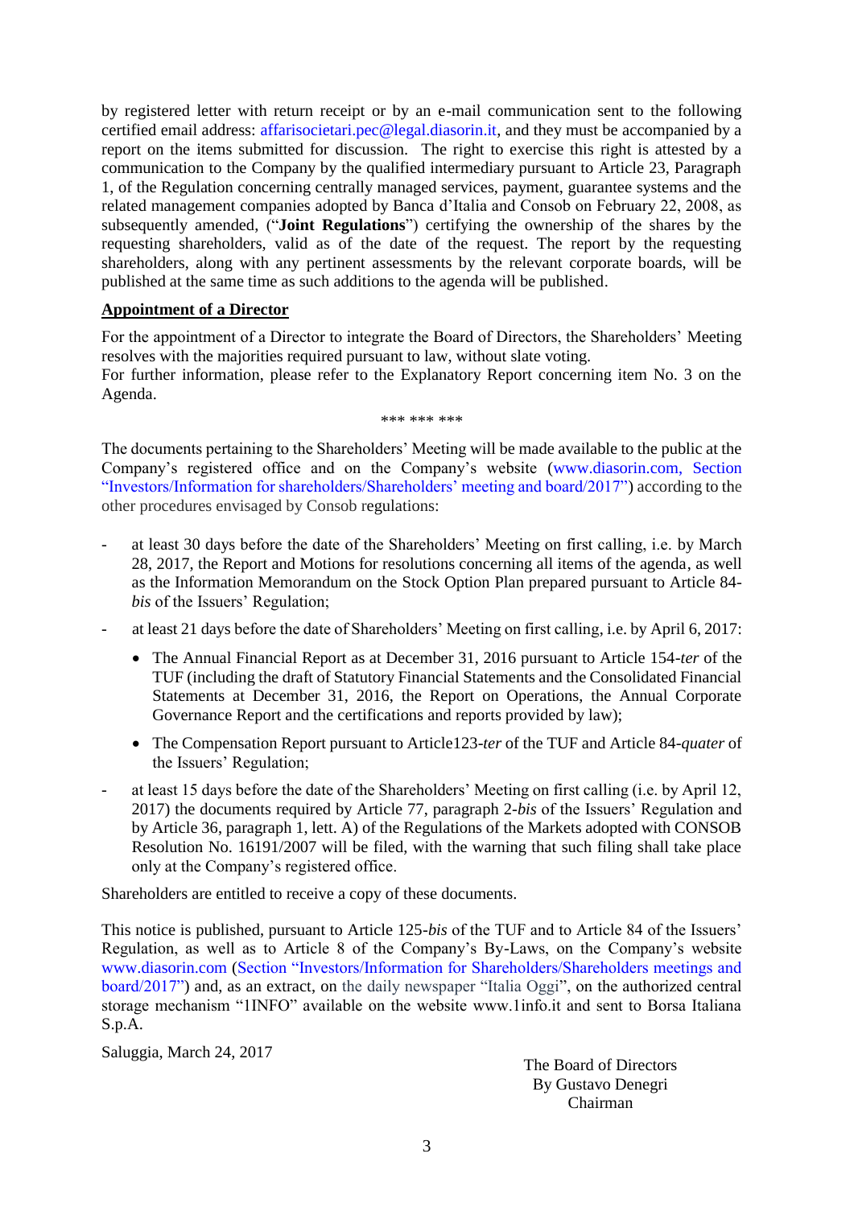by registered letter with return receipt or by an e-mail communication sent to the following certified email address: affarisocietari.pec@legal.diasorin.it, and they must be accompanied by a report on the items submitted for discussion. The right to exercise this right is attested by a communication to the Company by the qualified intermediary pursuant to Article 23, Paragraph 1, of the Regulation concerning centrally managed services, payment, guarantee systems and the related management companies adopted by Banca d'Italia and Consob on February 22, 2008, as subsequently amended, ("**Joint Regulations**") certifying the ownership of the shares by the requesting shareholders, valid as of the date of the request. The report by the requesting shareholders, along with any pertinent assessments by the relevant corporate boards, will be published at the same time as such additions to the agenda will be published.

**Appointment of a Director**

For the appointment of a Director to integrate the Board of Directors, the Shareholders' Meeting resolves with the majorities required pursuant to law, without slate voting.
For further information, please refer to the Explanatory Report concerning item No. 3 on the Agenda.

\*\*\* \*\*\* \*\*\*

The documents pertaining to the Shareholders' Meeting will be made available to the public at the Company's registered office and on the Company's website (www.diasorin.com, Section "Investors/Information for shareholders/Shareholders' meeting and board/2017") according to the other procedures envisaged by Consob regulations:

- at least 30 days before the date of the Shareholders' Meeting on first calling, i.e. by March 28, 2017, the Report and Motions for resolutions concerning all items of the agenda, as well as the Information Memorandum on the Stock Option Plan prepared pursuant to Article 84-*bis* of the Issuers' Regulation;
- at least 21 days before the date of Shareholders' Meeting on first calling, i.e. by April 6, 2017:
  - The Annual Financial Report as at December 31, 2016 pursuant to Article 154-*ter* of the TUF (including the draft of Statutory Financial Statements and the Consolidated Financial Statements at December 31, 2016, the Report on Operations, the Annual Corporate Governance Report and the certifications and reports provided by law);
  - The Compensation Report pursuant to Article123-*ter* of the TUF and Article 84-*quater* of the Issuers' Regulation;
- at least 15 days before the date of the Shareholders' Meeting on first calling (i.e. by April 12, 2017) the documents required by Article 77, paragraph 2-*bis* of the Issuers' Regulation and by Article 36, paragraph 1, lett. A) of the Regulations of the Markets adopted with CONSOB Resolution No. 16191/2007 will be filed, with the warning that such filing shall take place only at the Company's registered office.

Shareholders are entitled to receive a copy of these documents.

This notice is published, pursuant to Article 125-*bis* of the TUF and to Article 84 of the Issuers' Regulation, as well as to Article 8 of the Company's By-Laws, on the Company's website www.diasorin.com (Section "Investors/Information for Shareholders/Shareholders meetings and board/2017") and, as an extract, on the daily newspaper "Italia Oggi", on the authorized central storage mechanism "1INFO" available on the website www.1info.it and sent to Borsa Italiana S.p.A.

Saluggia, March 24, 2017

The Board of Directors
By Gustavo Denegri
Chairman